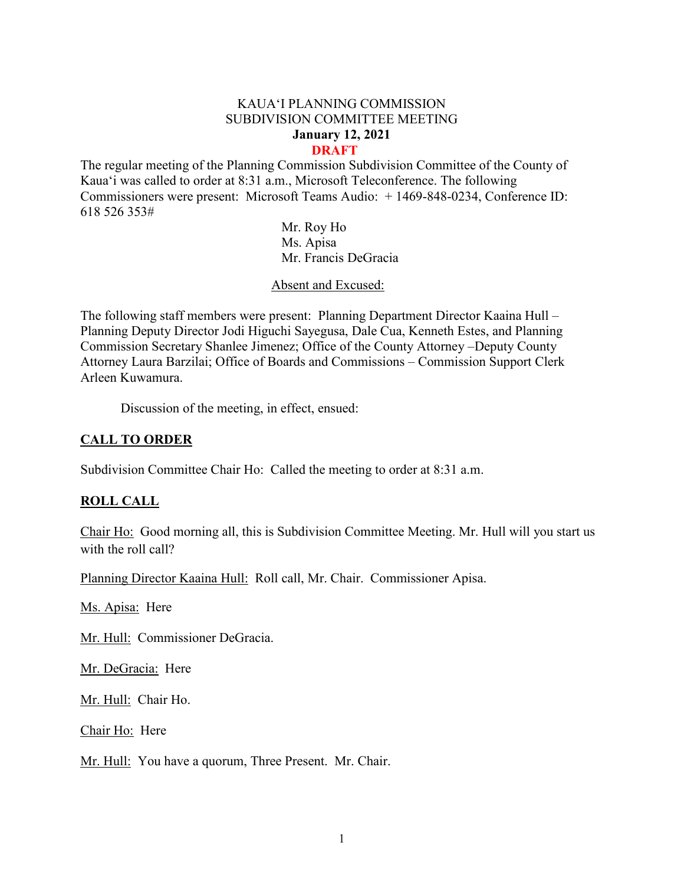KAUA'I PLANNING COMMISSION
SUBDIVISION COMMITTEE MEETING
**January 12, 2021**
**DRAFT**

The regular meeting of the Planning Commission Subdivision Committee of the County of Kaua'i was called to order at 8:31 a.m., Microsoft Teleconference. The following Commissioners were present: Microsoft Teams Audio: + 1469-848-0234, Conference ID: 618 526 353#

Mr. Roy Ho
Ms. Apisa
Mr. Francis DeGracia

Absent and Excused:

The following staff members were present: Planning Department Director Kaaina Hull – Planning Deputy Director Jodi Higuchi Sayegusa, Dale Cua, Kenneth Estes, and Planning Commission Secretary Shanlee Jimenez; Office of the County Attorney –Deputy County Attorney Laura Barzilai; Office of Boards and Commissions – Commission Support Clerk Arleen Kuwamura.

Discussion of the meeting, in effect, ensued:

## CALL TO ORDER

Subdivision Committee Chair Ho: Called the meeting to order at 8:31 a.m.

## ROLL CALL

Chair Ho: Good morning all, this is Subdivision Committee Meeting. Mr. Hull will you start us with the roll call?

Planning Director Kaaina Hull: Roll call, Mr. Chair. Commissioner Apisa.

Ms. Apisa: Here

Mr. Hull: Commissioner DeGracia.

Mr. DeGracia: Here

Mr. Hull: Chair Ho.

Chair Ho: Here

Mr. Hull: You have a quorum, Three Present. Mr. Chair.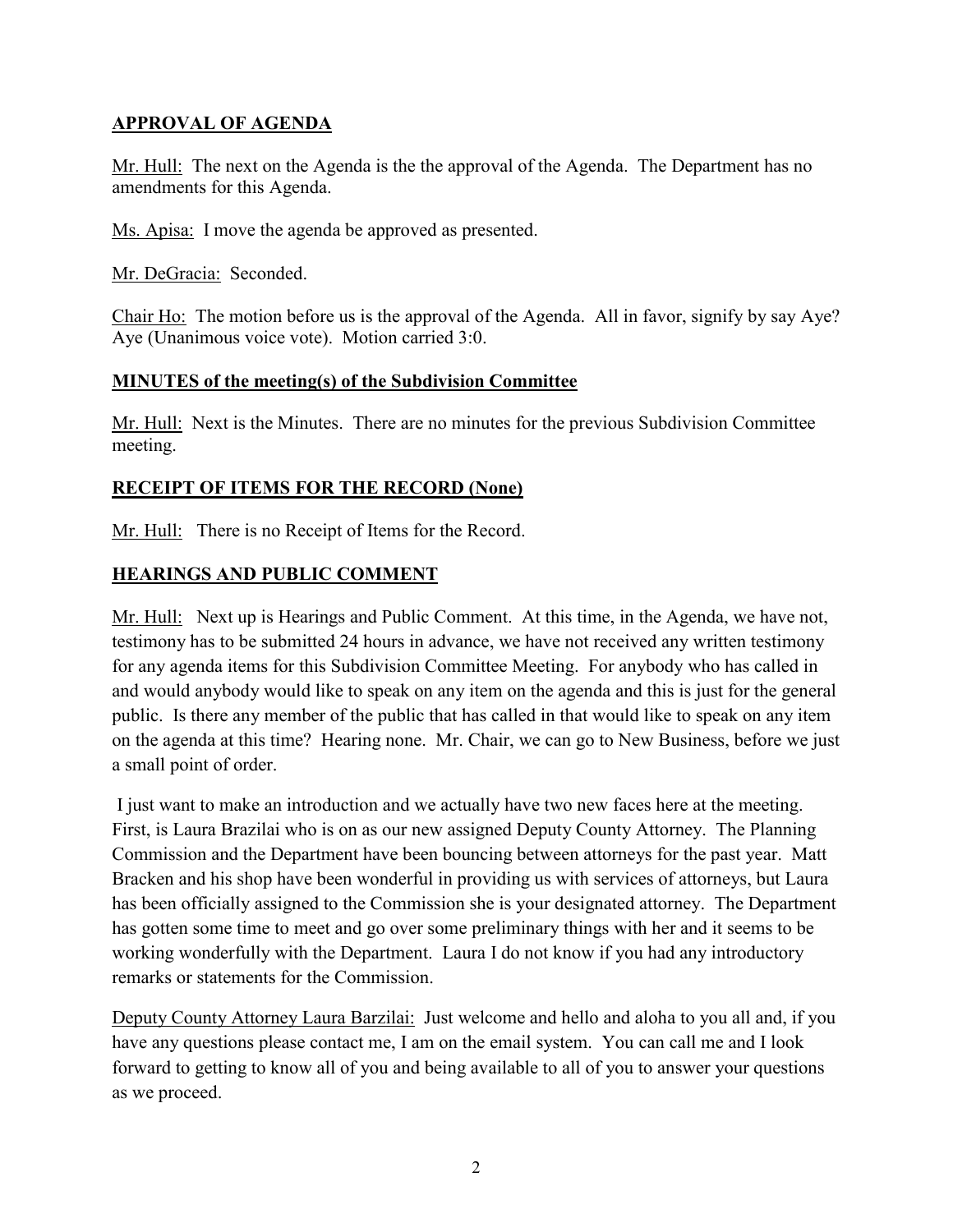## APPROVAL OF AGENDA

Mr. Hull: The next on the Agenda is the the approval of the Agenda. The Department has no amendments for this Agenda.

Ms. Apisa: I move the agenda be approved as presented.

Mr. DeGracia: Seconded.

Chair Ho: The motion before us is the approval of the Agenda. All in favor, signify by say Aye? Aye (Unanimous voice vote). Motion carried 3:0.

## MINUTES of the meeting(s) of the Subdivision Committee

Mr. Hull: Next is the Minutes. There are no minutes for the previous Subdivision Committee meeting.

## RECEIPT OF ITEMS FOR THE RECORD (None)

Mr. Hull: There is no Receipt of Items for the Record.

## HEARINGS AND PUBLIC COMMENT

Mr. Hull: Next up is Hearings and Public Comment. At this time, in the Agenda, we have not, testimony has to be submitted 24 hours in advance, we have not received any written testimony for any agenda items for this Subdivision Committee Meeting. For anybody who has called in and would anybody would like to speak on any item on the agenda and this is just for the general public. Is there any member of the public that has called in that would like to speak on any item on the agenda at this time? Hearing none. Mr. Chair, we can go to New Business, before we just a small point of order.

I just want to make an introduction and we actually have two new faces here at the meeting. First, is Laura Brazilai who is on as our new assigned Deputy County Attorney. The Planning Commission and the Department have been bouncing between attorneys for the past year. Matt Bracken and his shop have been wonderful in providing us with services of attorneys, but Laura has been officially assigned to the Commission she is your designated attorney. The Department has gotten some time to meet and go over some preliminary things with her and it seems to be working wonderfully with the Department. Laura I do not know if you had any introductory remarks or statements for the Commission.

Deputy County Attorney Laura Barzilai: Just welcome and hello and aloha to you all and, if you have any questions please contact me, I am on the email system. You can call me and I look forward to getting to know all of you and being available to all of you to answer your questions as we proceed.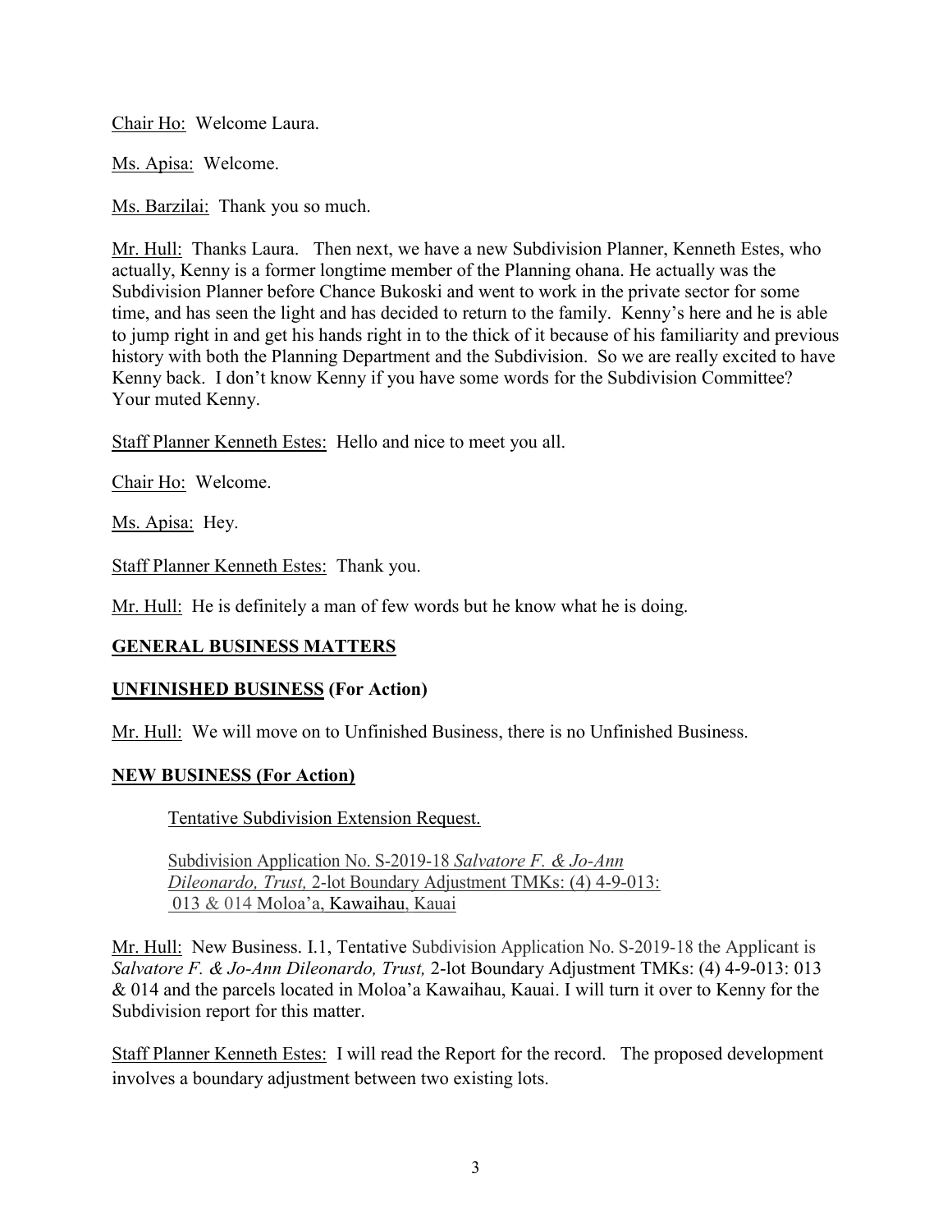Chair Ho: Welcome Laura.

Ms. Apisa: Welcome.

Ms. Barzilai: Thank you so much.

Mr. Hull: Thanks Laura. Then next, we have a new Subdivision Planner, Kenneth Estes, who actually, Kenny is a former longtime member of the Planning ohana. He actually was the Subdivision Planner before Chance Bukoski and went to work in the private sector for some time, and has seen the light and has decided to return to the family. Kenny's here and he is able to jump right in and get his hands right in to the thick of it because of his familiarity and previous history with both the Planning Department and the Subdivision. So we are really excited to have Kenny back. I don't know Kenny if you have some words for the Subdivision Committee? Your muted Kenny.

Staff Planner Kenneth Estes: Hello and nice to meet you all.

Chair Ho: Welcome.

Ms. Apisa: Hey.

Staff Planner Kenneth Estes: Thank you.

Mr. Hull: He is definitely a man of few words but he know what he is doing.

**GENERAL BUSINESS MATTERS**

**UNFINISHED BUSINESS (For Action)**

Mr. Hull: We will move on to Unfinished Business, there is no Unfinished Business.

**NEW BUSINESS (For Action)**

Tentative Subdivision Extension Request.

Subdivision Application No. S-2019-18 *Salvatore F. & Jo-Ann Dileonardo, Trust,* 2-lot Boundary Adjustment TMKs: (4) 4-9-013: 013 & 014 Moloa'a, Kawaihau, Kauai

Mr. Hull: New Business. I.1, Tentative Subdivision Application No. S-2019-18 the Applicant is *Salvatore F. & Jo-Ann Dileonardo, Trust,* 2-lot Boundary Adjustment TMKs: (4) 4-9-013: 013 & 014 and the parcels located in Moloa'a Kawaihau, Kauai. I will turn it over to Kenny for the Subdivision report for this matter.

Staff Planner Kenneth Estes: I will read the Report for the record. The proposed development involves a boundary adjustment between two existing lots.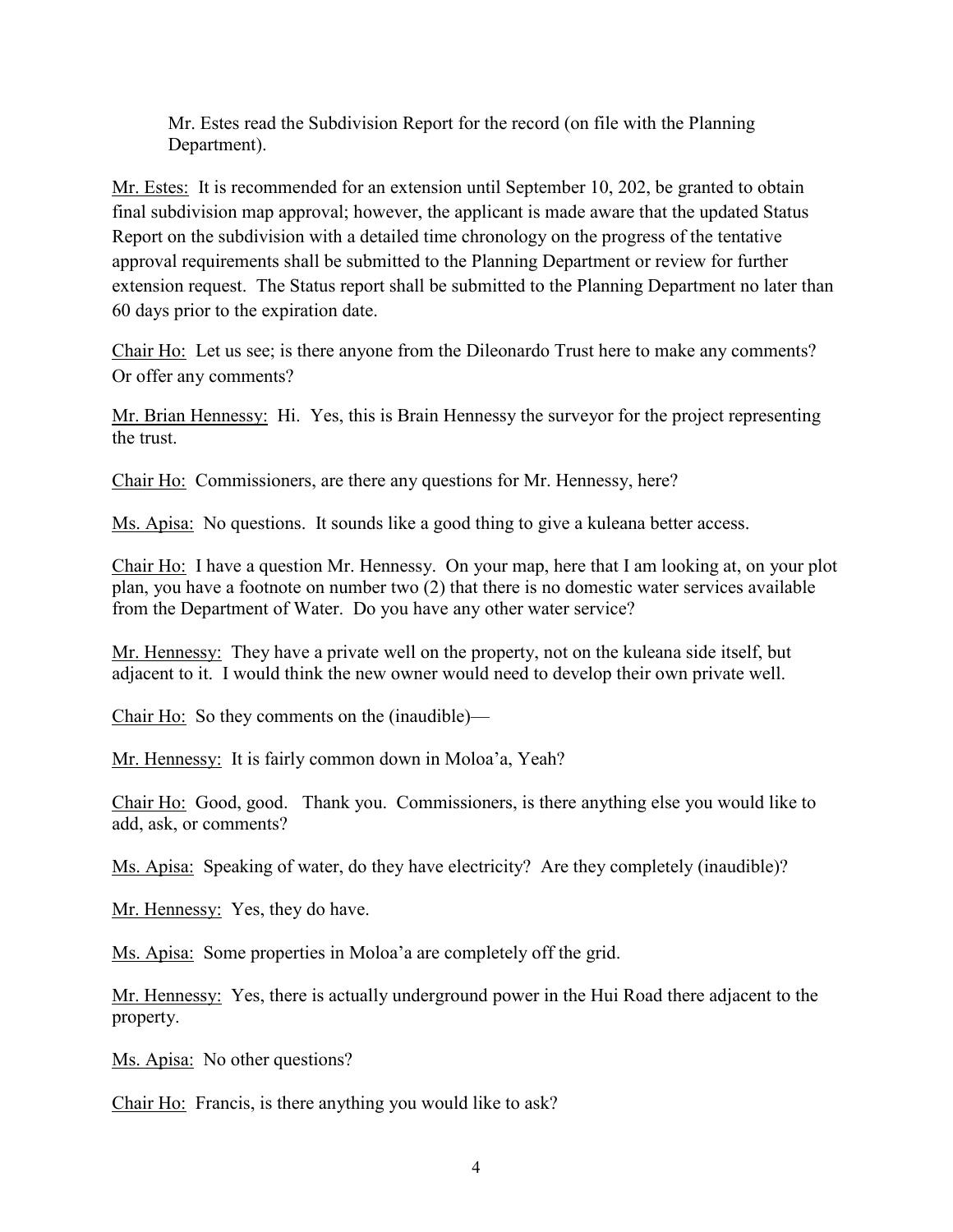Mr. Estes read the Subdivision Report for the record (on file with the Planning Department).

Mr. Estes: It is recommended for an extension until September 10, 202, be granted to obtain final subdivision map approval; however, the applicant is made aware that the updated Status Report on the subdivision with a detailed time chronology on the progress of the tentative approval requirements shall be submitted to the Planning Department or review for further extension request. The Status report shall be submitted to the Planning Department no later than 60 days prior to the expiration date.

Chair Ho: Let us see; is there anyone from the Dileonardo Trust here to make any comments? Or offer any comments?

Mr. Brian Hennessy: Hi. Yes, this is Brain Hennessy the surveyor for the project representing the trust.

Chair Ho: Commissioners, are there any questions for Mr. Hennessy, here?

Ms. Apisa: No questions. It sounds like a good thing to give a kuleana better access.

Chair Ho: I have a question Mr. Hennessy. On your map, here that I am looking at, on your plot plan, you have a footnote on number two (2) that there is no domestic water services available from the Department of Water. Do you have any other water service?

Mr. Hennessy: They have a private well on the property, not on the kuleana side itself, but adjacent to it. I would think the new owner would need to develop their own private well.

Chair Ho: So they comments on the (inaudible)—

Mr. Hennessy: It is fairly common down in Moloa'a, Yeah?

Chair Ho: Good, good. Thank you. Commissioners, is there anything else you would like to add, ask, or comments?

Ms. Apisa: Speaking of water, do they have electricity? Are they completely (inaudible)?

Mr. Hennessy: Yes, they do have.

Ms. Apisa: Some properties in Moloa'a are completely off the grid.

Mr. Hennessy: Yes, there is actually underground power in the Hui Road there adjacent to the property.

Ms. Apisa: No other questions?

Chair Ho: Francis, is there anything you would like to ask?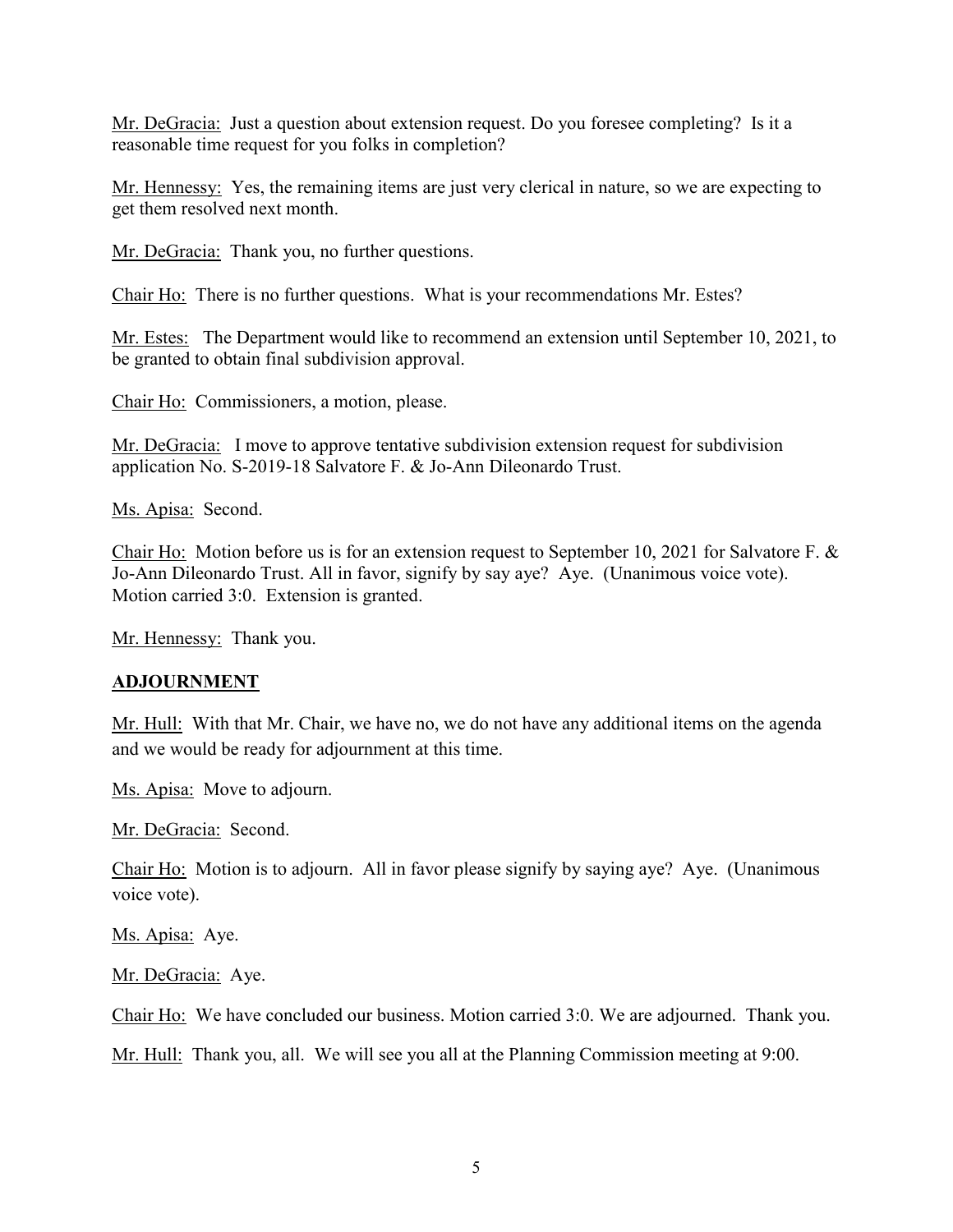Mr. DeGracia: Just a question about extension request. Do you foresee completing? Is it a reasonable time request for you folks in completion?

Mr. Hennessy: Yes, the remaining items are just very clerical in nature, so we are expecting to get them resolved next month.

Mr. DeGracia: Thank you, no further questions.

Chair Ho: There is no further questions. What is your recommendations Mr. Estes?

Mr. Estes: The Department would like to recommend an extension until September 10, 2021, to be granted to obtain final subdivision approval.

Chair Ho: Commissioners, a motion, please.

Mr. DeGracia: I move to approve tentative subdivision extension request for subdivision application No. S-2019-18 Salvatore F. & Jo-Ann Dileonardo Trust.

Ms. Apisa: Second.

Chair Ho: Motion before us is for an extension request to September 10, 2021 for Salvatore F. & Jo-Ann Dileonardo Trust. All in favor, signify by say aye? Aye. (Unanimous voice vote). Motion carried 3:0. Extension is granted.

Mr. Hennessy: Thank you.

## ADJOURNMENT

Mr. Hull: With that Mr. Chair, we have no, we do not have any additional items on the agenda and we would be ready for adjournment at this time.

Ms. Apisa: Move to adjourn.

Mr. DeGracia: Second.

Chair Ho: Motion is to adjourn. All in favor please signify by saying aye? Aye. (Unanimous voice vote).

Ms. Apisa: Aye.

Mr. DeGracia: Aye.

Chair Ho: We have concluded our business. Motion carried 3:0. We are adjourned. Thank you.

Mr. Hull: Thank you, all. We will see you all at the Planning Commission meeting at 9:00.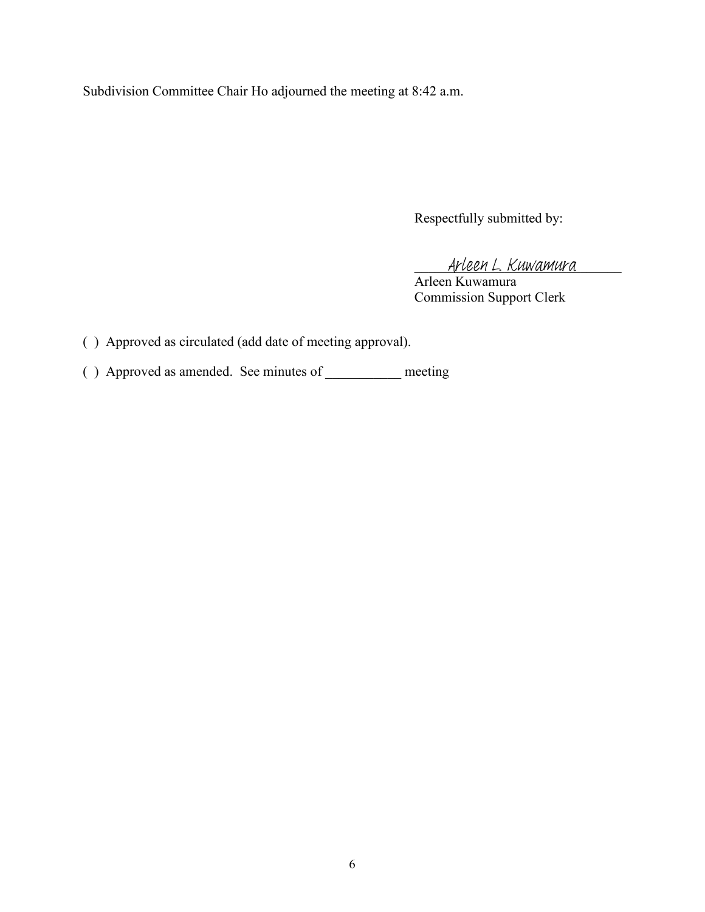Subdivision Committee Chair Ho adjourned the meeting at 8:42 a.m.

Respectfully submitted by:

Arleen L. Kuwamura
Arleen Kuwamura
Commission Support Clerk

( ) Approved as circulated (add date of meeting approval).

( ) Approved as amended. See minutes of ___________ meeting